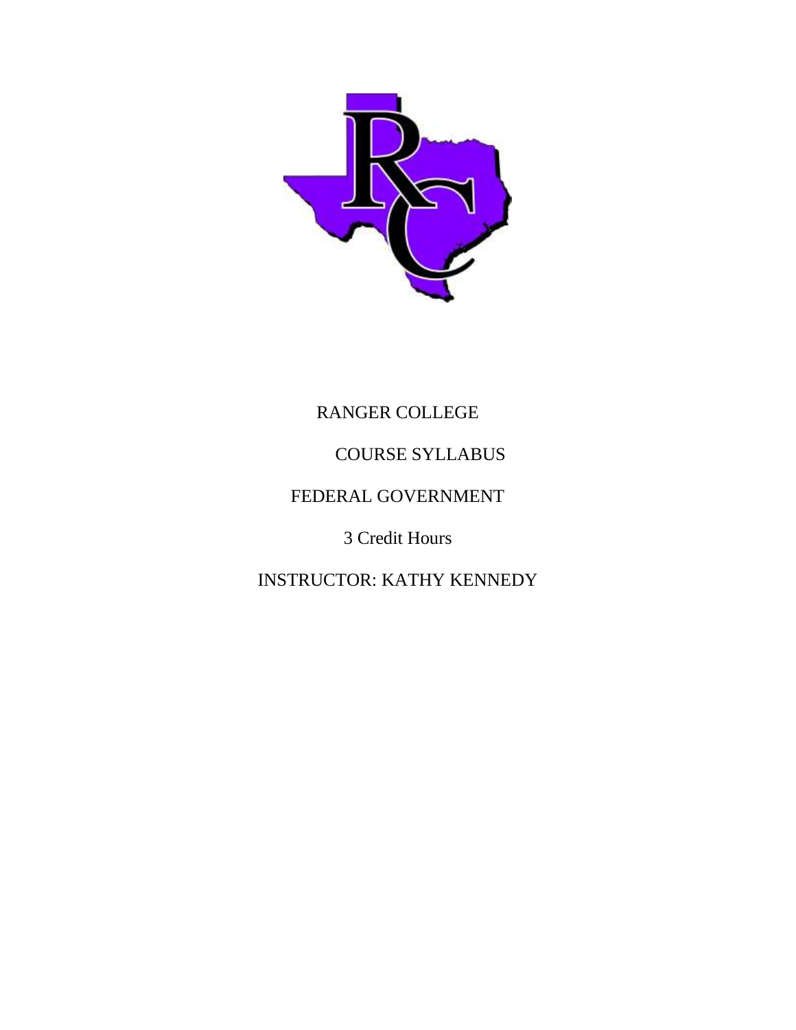RANGER COLLEGE

COURSE SYLLABUS

FEDERAL GOVERNMENT

3 Credit Hours

INSTRUCTOR: KATHY KENNEDY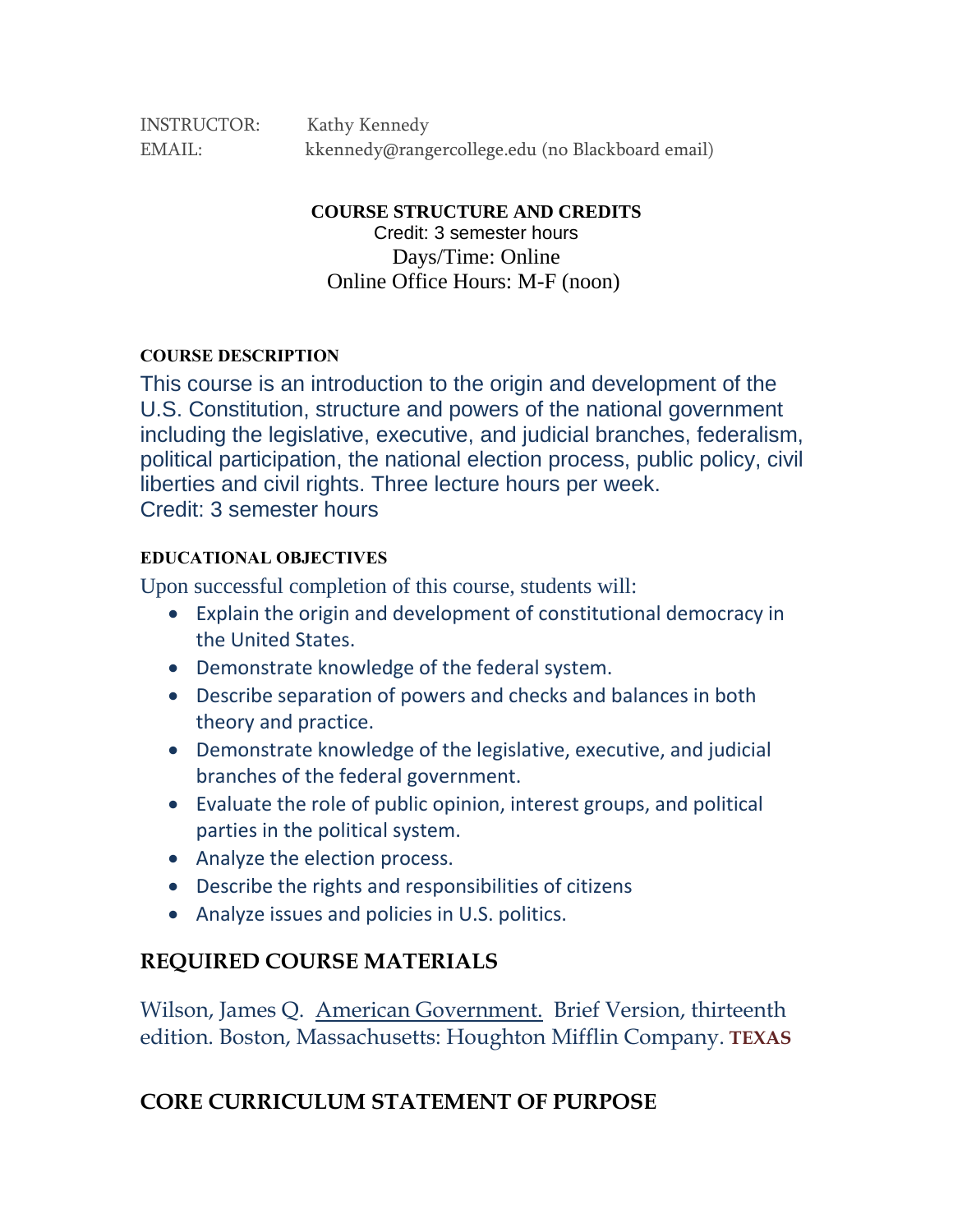INSTRUCTOR: Kathy Kennedy
EMAIL: kkennedy@rangercollege.edu (no Blackboard email)

**COURSE STRUCTURE AND CREDITS**
Credit: 3 semester hours
Days/Time: Online
Online Office Hours: M-F (noon)

**COURSE DESCRIPTION**

This course is an introduction to the origin and development of the U.S. Constitution, structure and powers of the national government including the legislative, executive, and judicial branches, federalism, political participation, the national election process, public policy, civil liberties and civil rights. Three lecture hours per week.
Credit: 3 semester hours

**EDUCATIONAL OBJECTIVES**

Upon successful completion of this course, students will:

- Explain the origin and development of constitutional democracy in the United States.
- Demonstrate knowledge of the federal system.
- Describe separation of powers and checks and balances in both theory and practice.
- Demonstrate knowledge of the legislative, executive, and judicial branches of the federal government.
- Evaluate the role of public opinion, interest groups, and political parties in the political system.
- Analyze the election process.
- Describe the rights and responsibilities of citizens
- Analyze issues and policies in U.S. politics.

## REQUIRED COURSE MATERIALS

Wilson, James Q. American Government. Brief Version, thirteenth edition. Boston, Massachusetts: Houghton Mifflin Company. **TEXAS**

## CORE CURRICULUM STATEMENT OF PURPOSE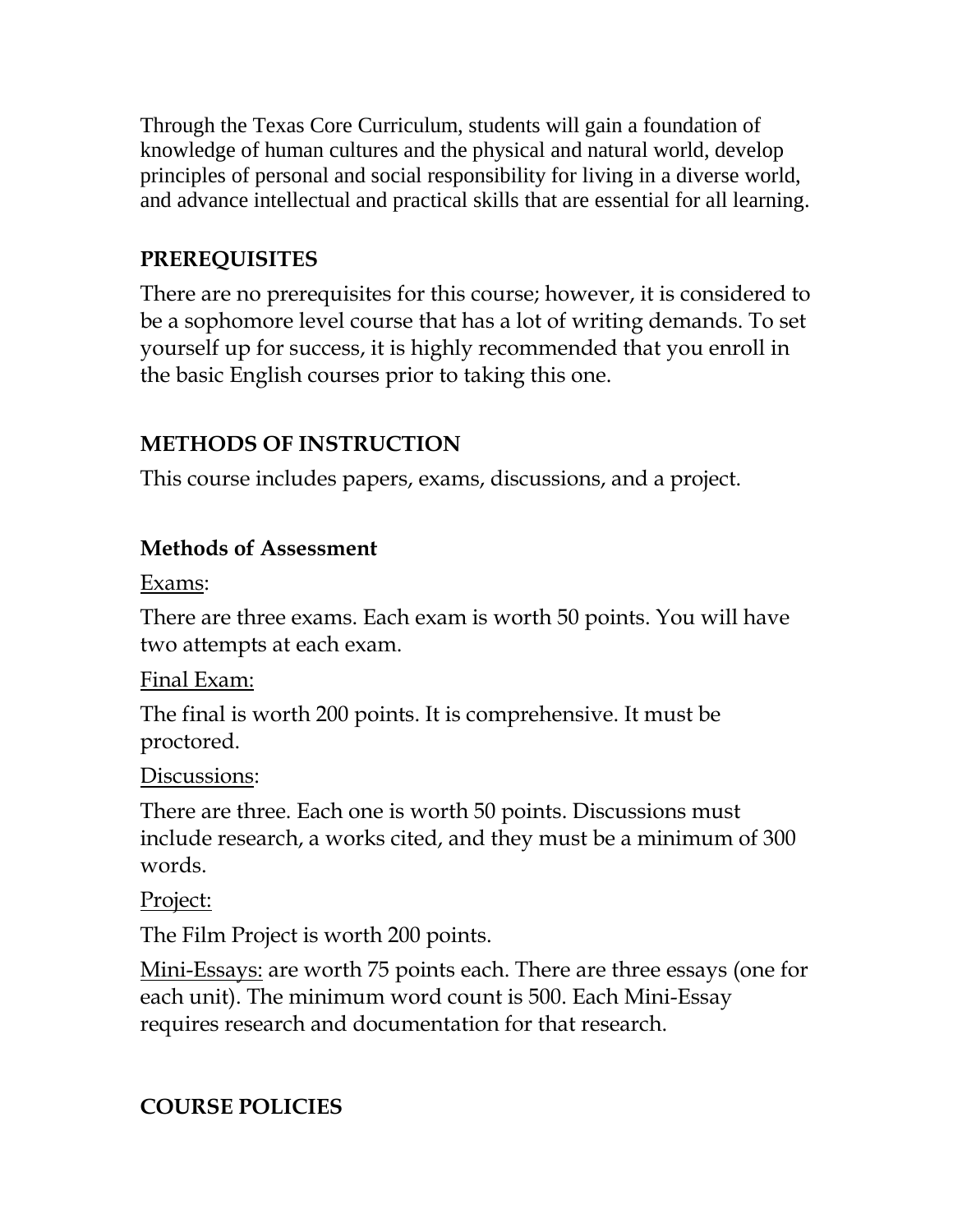Through the Texas Core Curriculum, students will gain a foundation of knowledge of human cultures and the physical and natural world, develop principles of personal and social responsibility for living in a diverse world, and advance intellectual and practical skills that are essential for all learning.

## PREREQUISITES

There are no prerequisites for this course; however, it is considered to be a sophomore level course that has a lot of writing demands. To set yourself up for success, it is highly recommended that you enroll in the basic English courses prior to taking this one.

## METHODS OF INSTRUCTION

This course includes papers, exams, discussions, and a project.

### Methods of Assessment

Exams:

There are three exams. Each exam is worth 50 points. You will have two attempts at each exam.

Final Exam:

The final is worth 200 points. It is comprehensive. It must be proctored.

Discussions:

There are three. Each one is worth 50 points. Discussions must include research, a works cited, and they must be a minimum of 300 words.

Project:

The Film Project is worth 200 points.

Mini-Essays: are worth 75 points each. There are three essays (one for each unit). The minimum word count is 500. Each Mini-Essay requires research and documentation for that research.

## COURSE POLICIES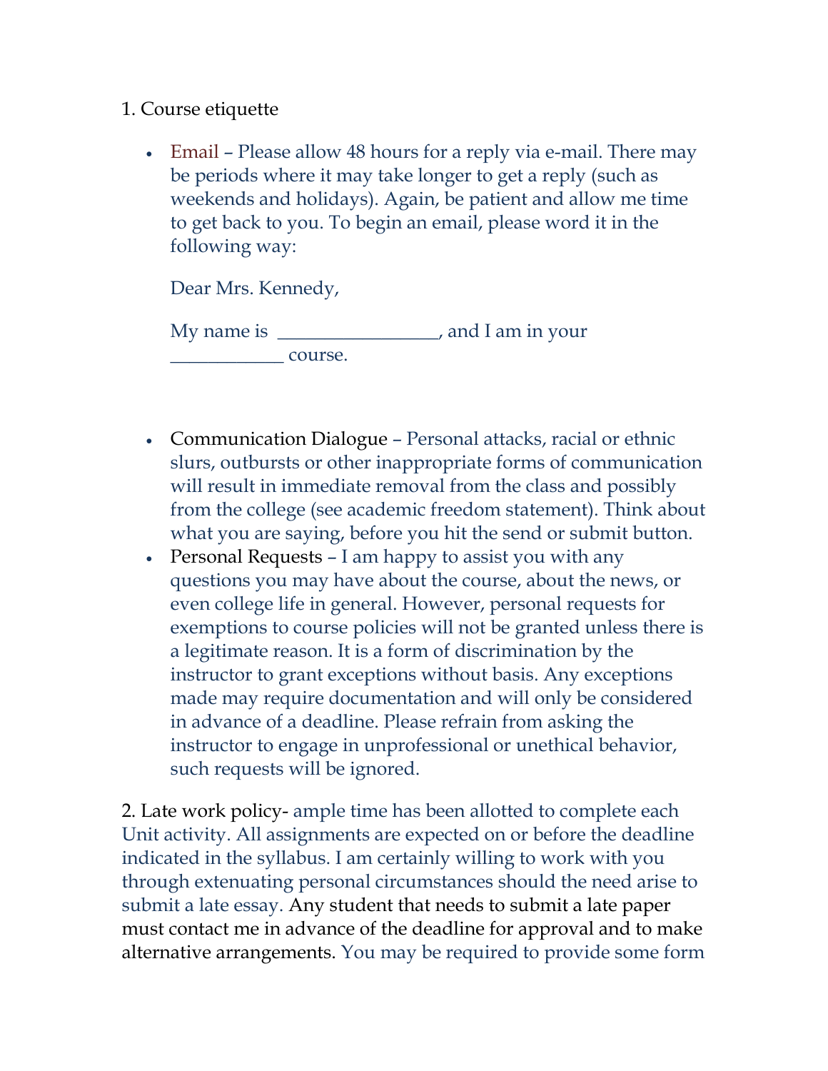1. Course etiquette

- Email – Please allow 48 hours for a reply via e-mail. There may be periods where it may take longer to get a reply (such as weekends and holidays). Again, be patient and allow me time to get back to you. To begin an email, please word it in the following way:

  Dear Mrs. Kennedy,

  My name is _________________, and I am in your ____________ course.

- Communication Dialogue – Personal attacks, racial or ethnic slurs, outbursts or other inappropriate forms of communication will result in immediate removal from the class and possibly from the college (see academic freedom statement). Think about what you are saying, before you hit the send or submit button.
- Personal Requests – I am happy to assist you with any questions you may have about the course, about the news, or even college life in general. However, personal requests for exemptions to course policies will not be granted unless there is a legitimate reason. It is a form of discrimination by the instructor to grant exceptions without basis. Any exceptions made may require documentation and will only be considered in advance of a deadline. Please refrain from asking the instructor to engage in unprofessional or unethical behavior, such requests will be ignored.

2. Late work policy- ample time has been allotted to complete each Unit activity. All assignments are expected on or before the deadline indicated in the syllabus. I am certainly willing to work with you through extenuating personal circumstances should the need arise to submit a late essay. Any student that needs to submit a late paper must contact me in advance of the deadline for approval and to make alternative arrangements. You may be required to provide some form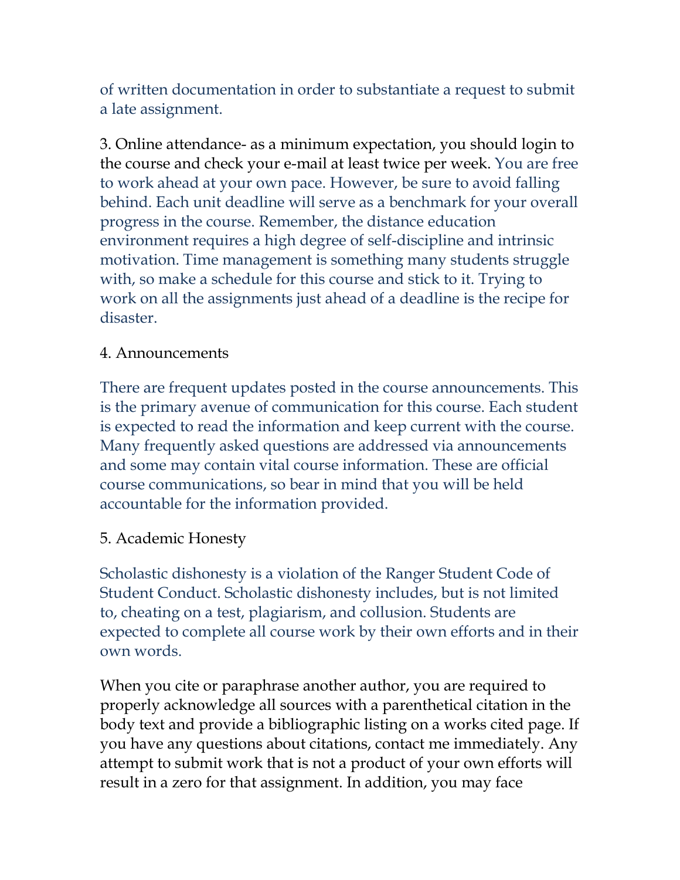of written documentation in order to substantiate a request to submit a late assignment.

3. Online attendance- as a minimum expectation, you should login to the course and check your e-mail at least twice per week. You are free to work ahead at your own pace. However, be sure to avoid falling behind. Each unit deadline will serve as a benchmark for your overall progress in the course. Remember, the distance education environment requires a high degree of self-discipline and intrinsic motivation. Time management is something many students struggle with, so make a schedule for this course and stick to it. Trying to work on all the assignments just ahead of a deadline is the recipe for disaster.

4. Announcements

There are frequent updates posted in the course announcements. This is the primary avenue of communication for this course. Each student is expected to read the information and keep current with the course. Many frequently asked questions are addressed via announcements and some may contain vital course information. These are official course communications, so bear in mind that you will be held accountable for the information provided.

5. Academic Honesty

Scholastic dishonesty is a violation of the Ranger Student Code of Student Conduct. Scholastic dishonesty includes, but is not limited to, cheating on a test, plagiarism, and collusion. Students are expected to complete all course work by their own efforts and in their own words.

When you cite or paraphrase another author, you are required to properly acknowledge all sources with a parenthetical citation in the body text and provide a bibliographic listing on a works cited page. If you have any questions about citations, contact me immediately. Any attempt to submit work that is not a product of your own efforts will result in a zero for that assignment. In addition, you may face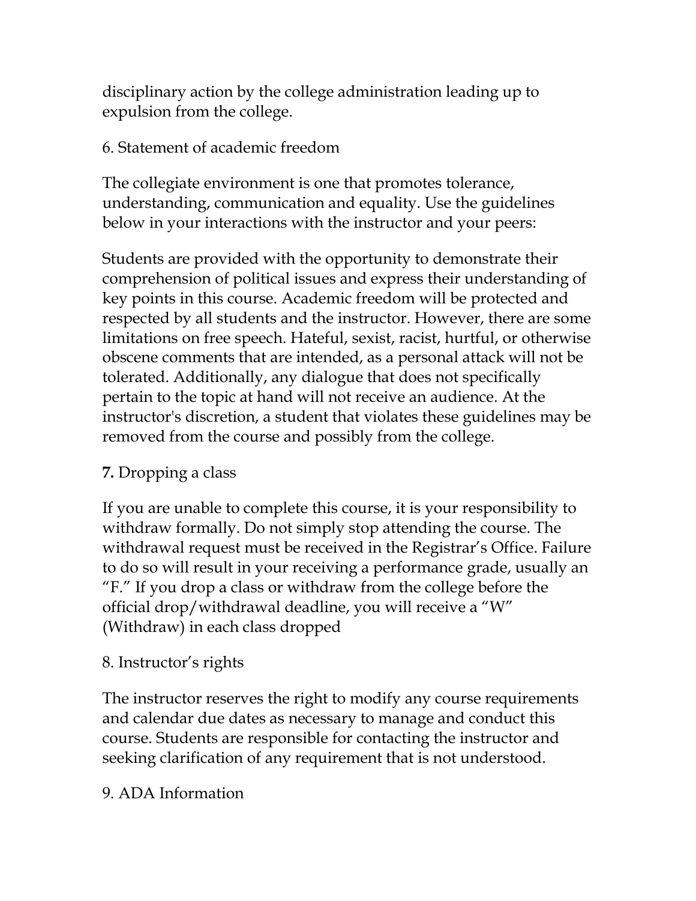disciplinary action by the college administration leading up to expulsion from the college.

6. Statement of academic freedom

The collegiate environment is one that promotes tolerance, understanding, communication and equality. Use the guidelines below in your interactions with the instructor and your peers:

Students are provided with the opportunity to demonstrate their comprehension of political issues and express their understanding of key points in this course. Academic freedom will be protected and respected by all students and the instructor. However, there are some limitations on free speech. Hateful, sexist, racist, hurtful, or otherwise obscene comments that are intended, as a personal attack will not be tolerated. Additionally, any dialogue that does not specifically pertain to the topic at hand will not receive an audience. At the instructor's discretion, a student that violates these guidelines may be removed from the course and possibly from the college.

**7.** Dropping a class

If you are unable to complete this course, it is your responsibility to withdraw formally. Do not simply stop attending the course. The withdrawal request must be received in the Registrar's Office. Failure to do so will result in your receiving a performance grade, usually an "F." If you drop a class or withdraw from the college before the official drop/withdrawal deadline, you will receive a "W" (Withdraw) in each class dropped

8. Instructor's rights

The instructor reserves the right to modify any course requirements and calendar due dates as necessary to manage and conduct this course. Students are responsible for contacting the instructor and seeking clarification of any requirement that is not understood.

9. ADA Information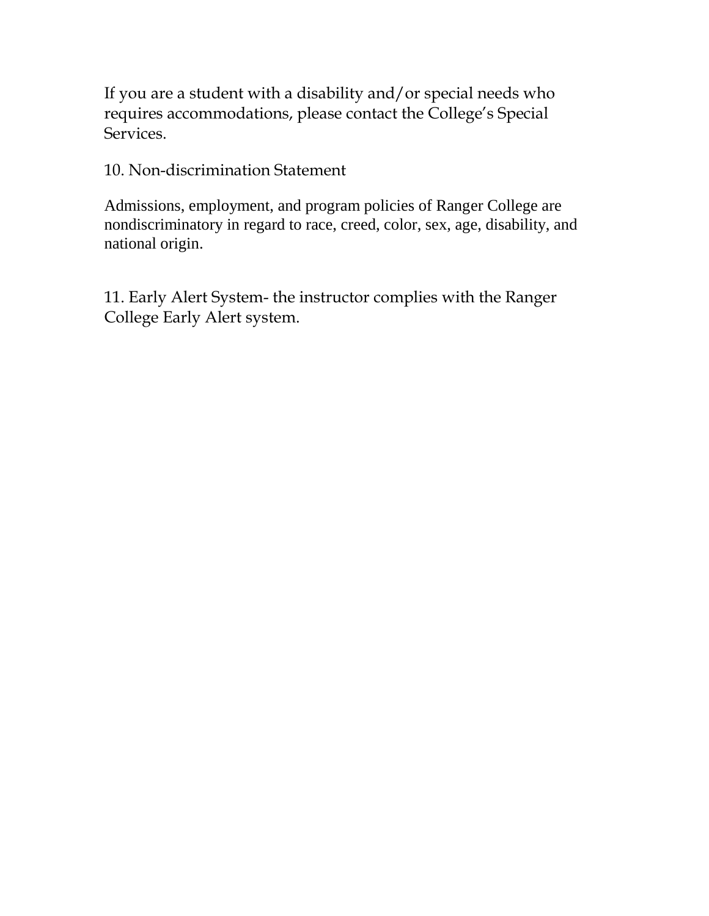If you are a student with a disability and/or special needs who requires accommodations, please contact the College's Special Services.

10. Non-discrimination Statement

Admissions, employment, and program policies of Ranger College are nondiscriminatory in regard to race, creed, color, sex, age, disability, and national origin.

11. Early Alert System- the instructor complies with the Ranger College Early Alert system.